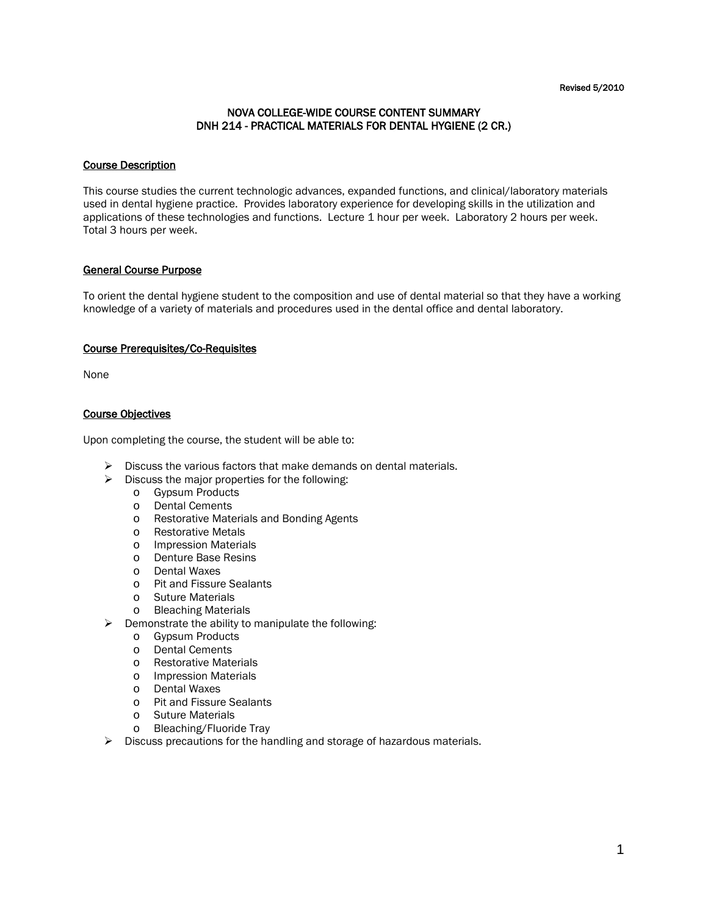Revised 5/2010

# NOVA COLLEGE-WIDE COURSE CONTENT SUMMARY
# DNH 214 - PRACTICAL MATERIALS FOR DENTAL HYGIENE (2 CR.)

## Course Description

This course studies the current technologic advances, expanded functions, and clinical/laboratory materials used in dental hygiene practice. Provides laboratory experience for developing skills in the utilization and applications of these technologies and functions. Lecture 1 hour per week. Laboratory 2 hours per week. Total 3 hours per week.

## General Course Purpose

To orient the dental hygiene student to the composition and use of dental material so that they have a working knowledge of a variety of materials and procedures used in the dental office and dental laboratory.

## Course Prerequisites/Co-Requisites

None

## Course Objectives

Upon completing the course, the student will be able to:

- Discuss the various factors that make demands on dental materials.
- Discuss the major properties for the following:
  - Gypsum Products
  - Dental Cements
  - Restorative Materials and Bonding Agents
  - Restorative Metals
  - Impression Materials
  - Denture Base Resins
  - Dental Waxes
  - Pit and Fissure Sealants
  - Suture Materials
  - Bleaching Materials
- Demonstrate the ability to manipulate the following:
  - Gypsum Products
  - Dental Cements
  - Restorative Materials
  - Impression Materials
  - Dental Waxes
  - Pit and Fissure Sealants
  - Suture Materials
  - Bleaching/Fluoride Tray
- Discuss precautions for the handling and storage of hazardous materials.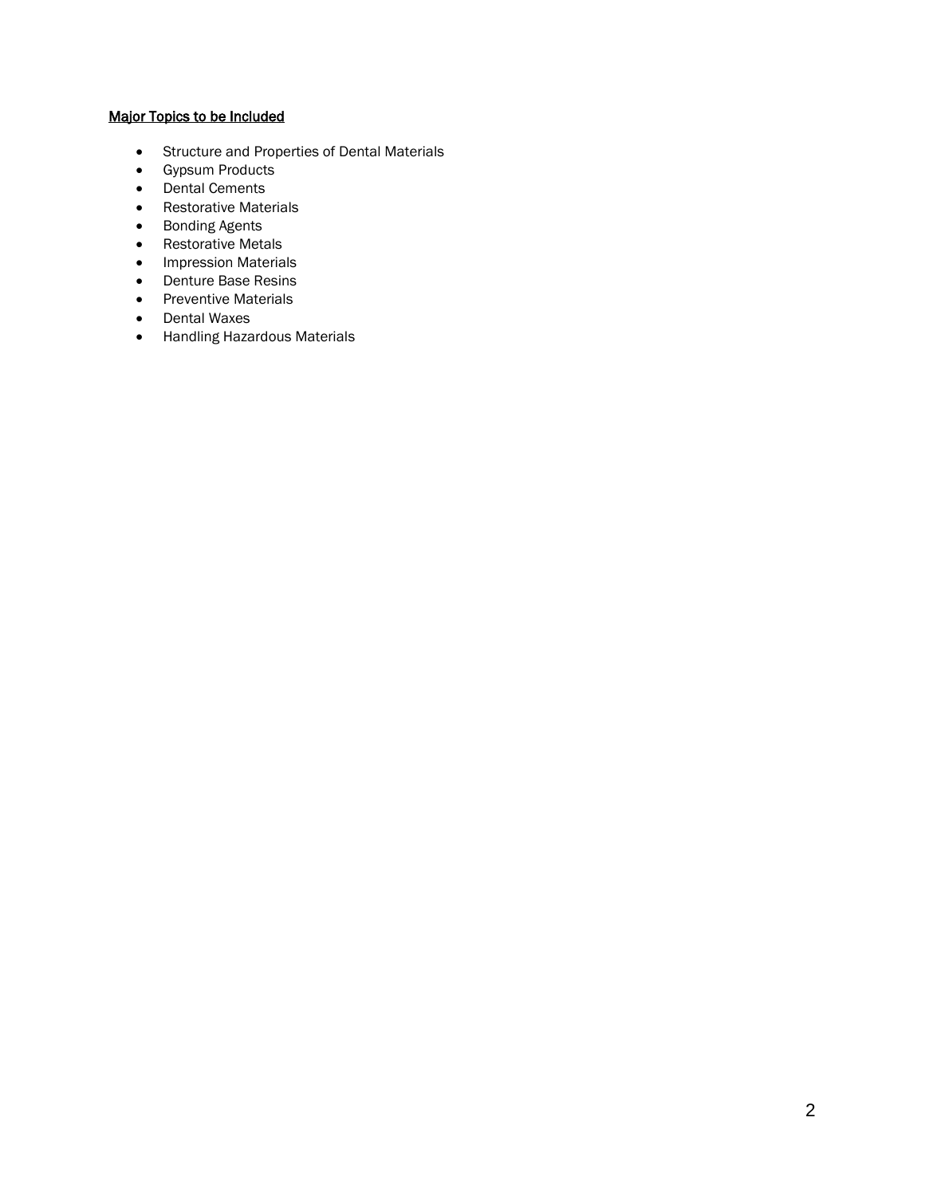## Major Topics to be Included

- Structure and Properties of Dental Materials
- Gypsum Products
- Dental Cements
- Restorative Materials
- Bonding Agents
- Restorative Metals
- Impression Materials
- Denture Base Resins
- Preventive Materials
- Dental Waxes
- Handling Hazardous Materials